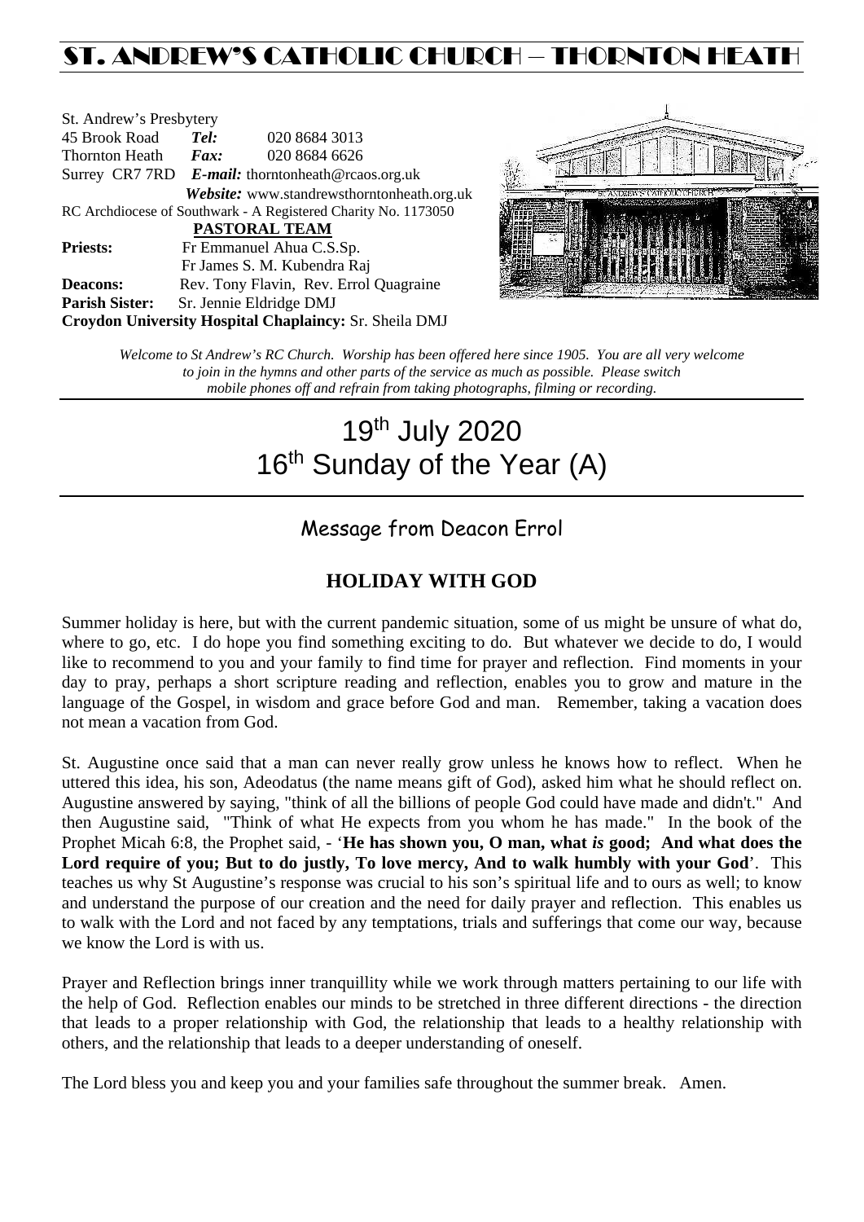# ST. ANDREW'S CATHOLIC CHURCH – THORNTON HEATH

St. Andrew's Presbytery
45 Brook Road *Tel:* 020 8684 3013
Thornton Heath *Fax:* 020 8684 6626
Surrey CR7 7RD *E-mail:* thorntonheath@rcaos.org.uk
*Website:* www.standrewsthorntonheath.org.uk
RC Archdiocese of Southwark - A Registered Charity No. 1173050

**PASTORAL TEAM**

**Priests:** Fr Emmanuel Ahua C.S.Sp.
Fr James S. M. Kubendra Raj
**Deacons:** Rev. Tony Flavin, Rev. Errol Quagraine
**Parish Sister:** Sr. Jennie Eldridge DMJ
**Croydon University Hospital Chaplaincy:** Sr. Sheila DMJ

*Welcome to St Andrew's RC Church. Worship has been offered here since 1905. You are all very welcome to join in the hymns and other parts of the service as much as possible. Please switch mobile phones off and refrain from taking photographs, filming or recording.*

# 19th July 2020
# 16th Sunday of the Year (A)

## Message from Deacon Errol

### HOLIDAY WITH GOD

Summer holiday is here, but with the current pandemic situation, some of us might be unsure of what do, where to go, etc. I do hope you find something exciting to do. But whatever we decide to do, I would like to recommend to you and your family to find time for prayer and reflection. Find moments in your day to pray, perhaps a short scripture reading and reflection, enables you to grow and mature in the language of the Gospel, in wisdom and grace before God and man. Remember, taking a vacation does not mean a vacation from God.

St. Augustine once said that a man can never really grow unless he knows how to reflect. When he uttered this idea, his son, Adeodatus (the name means gift of God), asked him what he should reflect on. Augustine answered by saying, "think of all the billions of people God could have made and didn't." And then Augustine said, "Think of what He expects from you whom he has made." In the book of the Prophet Micah 6:8, the Prophet said, - '**He has shown you, O man, what *is* good; And what does the Lord require of you; But to do justly, To love mercy, And to walk humbly with your God**'. This teaches us why St Augustine's response was crucial to his son's spiritual life and to ours as well; to know and understand the purpose of our creation and the need for daily prayer and reflection. This enables us to walk with the Lord and not faced by any temptations, trials and sufferings that come our way, because we know the Lord is with us.

Prayer and Reflection brings inner tranquillity while we work through matters pertaining to our life with the help of God. Reflection enables our minds to be stretched in three different directions - the direction that leads to a proper relationship with God, the relationship that leads to a healthy relationship with others, and the relationship that leads to a deeper understanding of oneself.

The Lord bless you and keep you and your families safe throughout the summer break. Amen.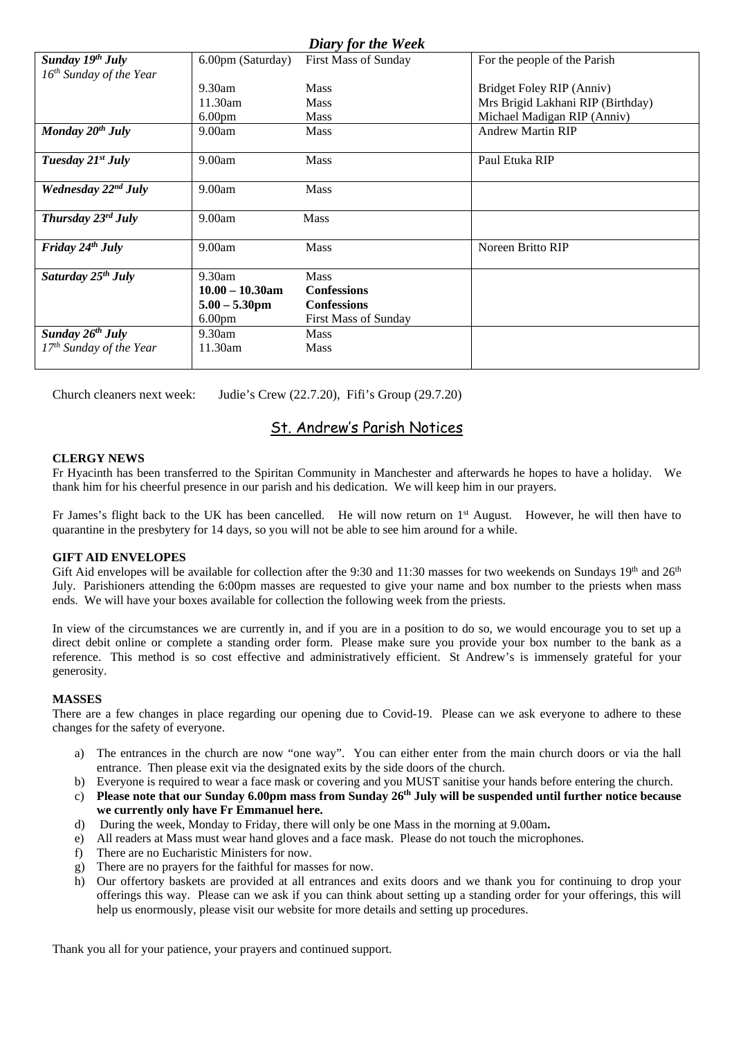## *Diary for the Week*

| | | | |
|---|---|---|---|
| ***Sunday 19th July*** *16th Sunday of the Year* | 6.00pm (Saturday) | First Mass of Sunday | For the people of the Parish |
| | 9.30am | Mass | Bridget Foley RIP (Anniv) |
| | 11.30am | Mass | Mrs Brigid Lakhani RIP (Birthday) |
| | 6.00pm | Mass | Michael Madigan RIP (Anniv) |
| ***Monday 20th July*** | 9.00am | Mass | Andrew Martin RIP |
| ***Tuesday 21st July*** | 9.00am | Mass | Paul Etuka RIP |
| ***Wednesday 22nd July*** | 9.00am | Mass | |
| ***Thursday 23rd July*** | 9.00am | Mass | |
| ***Friday 24th July*** | 9.00am | Mass | Noreen Britto RIP |
| ***Saturday 25th July*** | 9.30am | Mass | |
| | **10.00 – 10.30am** | **Confessions** | |
| | **5.00 – 5.30pm** | **Confessions** | |
| | 6.00pm | First Mass of Sunday | |
| ***Sunday 26th July*** *17th Sunday of the Year* | 9.30am | Mass | |
| | 11.30am | Mass | |

Church cleaners next week: Judie's Crew (22.7.20), Fifi's Group (29.7.20)

## St. Andrew's Parish Notices

**CLERGY NEWS**

Fr Hyacinth has been transferred to the Spiritan Community in Manchester and afterwards he hopes to have a holiday. We thank him for his cheerful presence in our parish and his dedication. We will keep him in our prayers.

Fr James's flight back to the UK has been cancelled. He will now return on 1st August. However, he will then have to quarantine in the presbytery for 14 days, so you will not be able to see him around for a while.

**GIFT AID ENVELOPES**

Gift Aid envelopes will be available for collection after the 9:30 and 11:30 masses for two weekends on Sundays 19th and 26th July. Parishioners attending the 6:00pm masses are requested to give your name and box number to the priests when mass ends. We will have your boxes available for collection the following week from the priests.

In view of the circumstances we are currently in, and if you are in a position to do so, we would encourage you to set up a direct debit online or complete a standing order form. Please make sure you provide your box number to the bank as a reference. This method is so cost effective and administratively efficient. St Andrew's is immensely grateful for your generosity.

**MASSES**

There are a few changes in place regarding our opening due to Covid-19. Please can we ask everyone to adhere to these changes for the safety of everyone.

a) The entrances in the church are now "one way". You can either enter from the main church doors or via the hall entrance. Then please exit via the designated exits by the side doors of the church.
b) Everyone is required to wear a face mask or covering and you MUST sanitise your hands before entering the church.
c) **Please note that our Sunday 6.00pm mass from Sunday 26th July will be suspended until further notice because we currently only have Fr Emmanuel here.**
d) During the week, Monday to Friday, there will only be one Mass in the morning at 9.00am**.**
e) All readers at Mass must wear hand gloves and a face mask. Please do not touch the microphones.
f) There are no Eucharistic Ministers for now.
g) There are no prayers for the faithful for masses for now.
h) Our offertory baskets are provided at all entrances and exits doors and we thank you for continuing to drop your offerings this way. Please can we ask if you can think about setting up a standing order for your offerings, this will help us enormously, please visit our website for more details and setting up procedures.

Thank you all for your patience, your prayers and continued support.